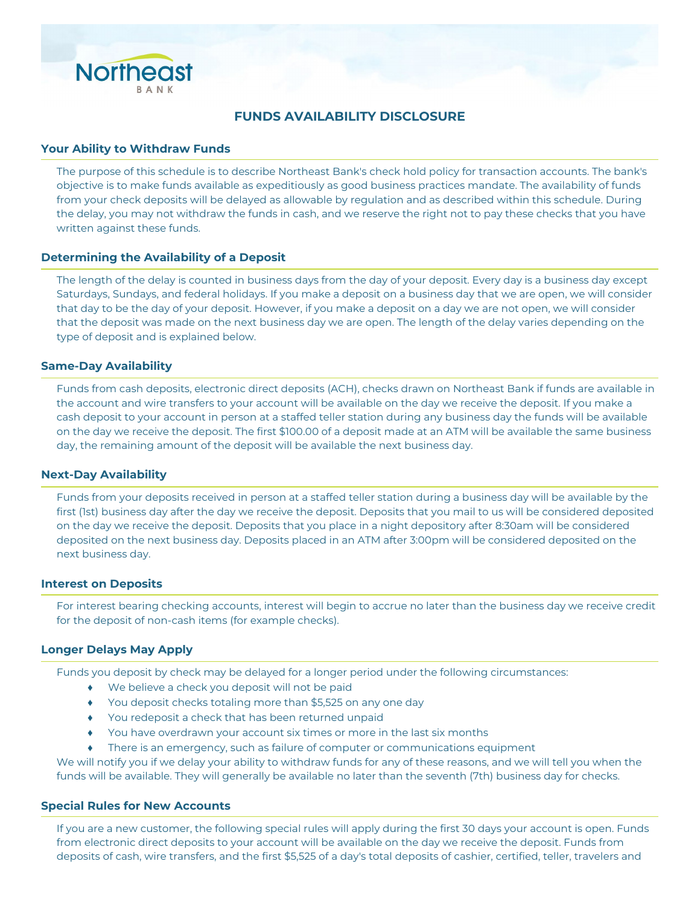# FUNDS AVAILABILITY DISCLOSURE

## Your Ability to Withdraw Funds

The purpose of this schedule is to describe Northeast Bank's check hold policy for transaction accounts. The bank's objective is to make funds available as expeditiously as good business practices mandate. The availability of funds from your check deposits will be delayed as allowable by regulation and as described within this schedule. During the delay, you may not withdraw the funds in cash, and we reserve the right not to pay these checks that you have written against these funds.

## Determining the Availability of a Deposit

The length of the delay is counted in business days from the day of your deposit. Every day is a business day except Saturdays, Sundays, and federal holidays. If you make a deposit on a business day that we are open, we will consider that day to be the day of your deposit. However, if you make a deposit on a day we are not open, we will consider that the deposit was made on the next business day we are open. The length of the delay varies depending on the type of deposit and is explained below.

## Same-Day Availability

Funds from cash deposits, electronic direct deposits (ACH), checks drawn on Northeast Bank if funds are available in the account and wire transfers to your account will be available on the day we receive the deposit. If you make a cash deposit to your account in person at a staffed teller station during any business day the funds will be available on the day we receive the deposit. The first $100.00 of a deposit made at an ATM will be available the same business day, the remaining amount of the deposit will be available the next business day.

## Next-Day Availability

Funds from your deposits received in person at a staffed teller station during a business day will be available by the first (1st) business day after the day we receive the deposit. Deposits that you mail to us will be considered deposited on the day we receive the deposit. Deposits that you place in a night depository after 8:30am will be considered deposited on the next business day. Deposits placed in an ATM after 3:00pm will be considered deposited on the next business day.

## Interest on Deposits

For interest bearing checking accounts, interest will begin to accrue no later than the business day we receive credit for the deposit of non-cash items (for example checks).

## Longer Delays May Apply

Funds you deposit by check may be delayed for a longer period under the following circumstances:

- We believe a check you deposit will not be paid
- You deposit checks totaling more than $5,525 on any one day
- You redeposit a check that has been returned unpaid
- You have overdrawn your account six times or more in the last six months
- There is an emergency, such as failure of computer or communications equipment

We will notify you if we delay your ability to withdraw funds for any of these reasons, and we will tell you when the funds will be available. They will generally be available no later than the seventh (7th) business day for checks.

## Special Rules for New Accounts

If you are a new customer, the following special rules will apply during the first 30 days your account is open. Funds from electronic direct deposits to your account will be available on the day we receive the deposit. Funds from deposits of cash, wire transfers, and the first $5,525 of a day's total deposits of cashier, certified, teller, travelers and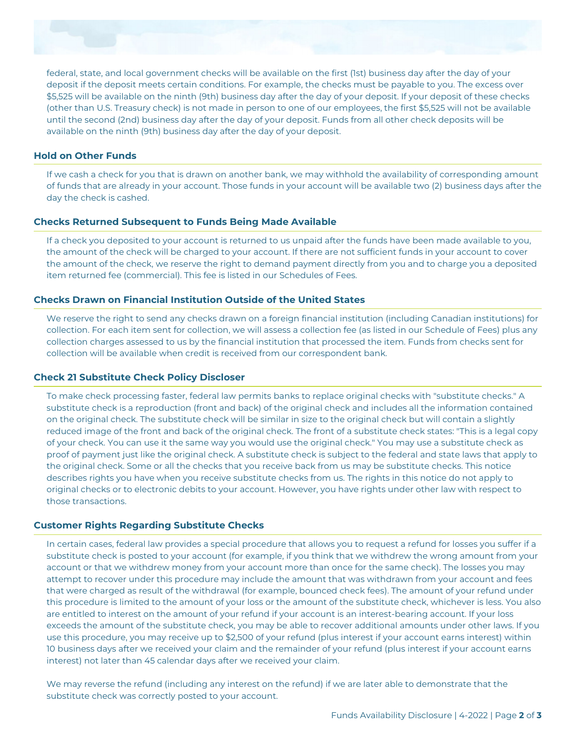federal, state, and local government checks will be available on the first (1st) business day after the day of your deposit if the deposit meets certain conditions. For example, the checks must be payable to you. The excess over $5,525 will be available on the ninth (9th) business day after the day of your deposit. If your deposit of these checks (other than U.S. Treasury check) is not made in person to one of our employees, the first $5,525 will not be available until the second (2nd) business day after the day of your deposit. Funds from all other check deposits will be available on the ninth (9th) business day after the day of your deposit.

## Hold on Other Funds

If we cash a check for you that is drawn on another bank, we may withhold the availability of corresponding amount of funds that are already in your account. Those funds in your account will be available two (2) business days after the day the check is cashed.

## Checks Returned Subsequent to Funds Being Made Available

If a check you deposited to your account is returned to us unpaid after the funds have been made available to you, the amount of the check will be charged to your account. If there are not sufficient funds in your account to cover the amount of the check, we reserve the right to demand payment directly from you and to charge you a deposited item returned fee (commercial). This fee is listed in our Schedules of Fees.

## Checks Drawn on Financial Institution Outside of the United States

We reserve the right to send any checks drawn on a foreign financial institution (including Canadian institutions) for collection. For each item sent for collection, we will assess a collection fee (as listed in our Schedule of Fees) plus any collection charges assessed to us by the financial institution that processed the item. Funds from checks sent for collection will be available when credit is received from our correspondent bank.

## Check 21 Substitute Check Policy Discloser

To make check processing faster, federal law permits banks to replace original checks with "substitute checks." A substitute check is a reproduction (front and back) of the original check and includes all the information contained on the original check. The substitute check will be similar in size to the original check but will contain a slightly reduced image of the front and back of the original check. The front of a substitute check states: "This is a legal copy of your check. You can use it the same way you would use the original check." You may use a substitute check as proof of payment just like the original check. A substitute check is subject to the federal and state laws that apply to the original check. Some or all the checks that you receive back from us may be substitute checks. This notice describes rights you have when you receive substitute checks from us. The rights in this notice do not apply to original checks or to electronic debits to your account. However, you have rights under other law with respect to those transactions.

## Customer Rights Regarding Substitute Checks

In certain cases, federal law provides a special procedure that allows you to request a refund for losses you suffer if a substitute check is posted to your account (for example, if you think that we withdrew the wrong amount from your account or that we withdrew money from your account more than once for the same check). The losses you may attempt to recover under this procedure may include the amount that was withdrawn from your account and fees that were charged as result of the withdrawal (for example, bounced check fees). The amount of your refund under this procedure is limited to the amount of your loss or the amount of the substitute check, whichever is less. You also are entitled to interest on the amount of your refund if your account is an interest-bearing account. If your loss exceeds the amount of the substitute check, you may be able to recover additional amounts under other laws. If you use this procedure, you may receive up to $2,500 of your refund (plus interest if your account earns interest) within 10 business days after we received your claim and the remainder of your refund (plus interest if your account earns interest) not later than 45 calendar days after we received your claim.

We may reverse the refund (including any interest on the refund) if we are later able to demonstrate that the substitute check was correctly posted to your account.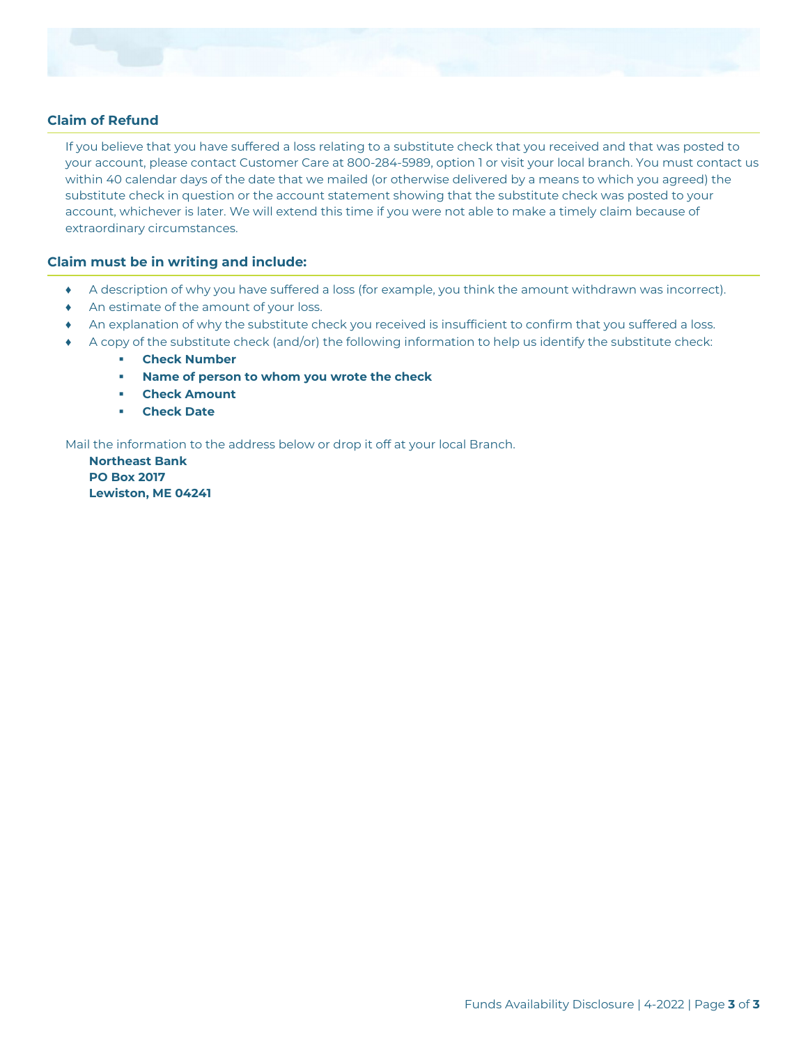## Claim of Refund

If you believe that you have suffered a loss relating to a substitute check that you received and that was posted to your account, please contact Customer Care at 800-284-5989, option 1 or visit your local branch. You must contact us within 40 calendar days of the date that we mailed (or otherwise delivered by a means to which you agreed) the substitute check in question or the account statement showing that the substitute check was posted to your account, whichever is later. We will extend this time if you were not able to make a timely claim because of extraordinary circumstances.

## Claim must be in writing and include:

- A description of why you have suffered a loss (for example, you think the amount withdrawn was incorrect).
- An estimate of the amount of your loss.
- An explanation of why the substitute check you received is insufficient to confirm that you suffered a loss.
- A copy of the substitute check (and/or) the following information to help us identify the substitute check:
    - **Check Number**
    - **Name of person to whom you wrote the check**
    - **Check Amount**
    - **Check Date**

Mail the information to the address below or drop it off at your local Branch.

**Northeast Bank**
**PO Box 2017**
**Lewiston, ME 04241**